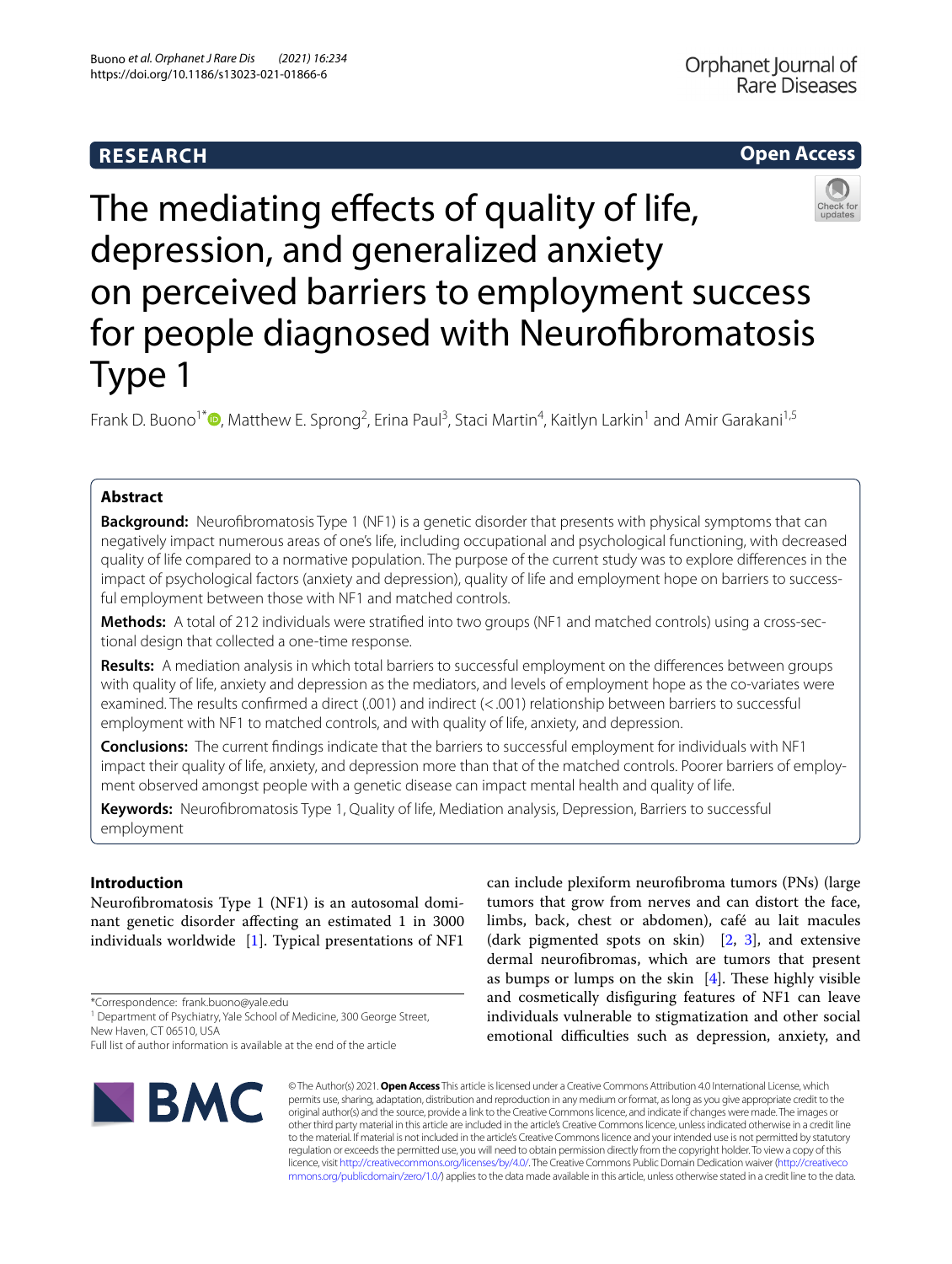RESEARCH

Open Access

# The mediating effects of quality of life, depression, and generalized anxiety on perceived barriers to employment success for people diagnosed with Neurofibromatosis Type 1

Frank D. Buono[1*], Matthew E. Sprong[2], Erina Paul[3], Staci Martin[4], Kaitlyn Larkin[1] and Amir Garakani[1,5]

## Abstract

**Background:** Neurofibromatosis Type 1 (NF1) is a genetic disorder that presents with physical symptoms that can negatively impact numerous areas of one's life, including occupational and psychological functioning, with decreased quality of life compared to a normative population. The purpose of the current study was to explore differences in the impact of psychological factors (anxiety and depression), quality of life and employment hope on barriers to successful employment between those with NF1 and matched controls.

**Methods:** A total of 212 individuals were stratified into two groups (NF1 and matched controls) using a cross-sectional design that collected a one-time response.

**Results:** A mediation analysis in which total barriers to successful employment on the differences between groups with quality of life, anxiety and depression as the mediators, and levels of employment hope as the co-variates were examined. The results confirmed a direct (.001) and indirect (<.001) relationship between barriers to successful employment with NF1 to matched controls, and with quality of life, anxiety, and depression.

**Conclusions:** The current findings indicate that the barriers to successful employment for individuals with NF1 impact their quality of life, anxiety, and depression more than that of the matched controls. Poorer barriers of employment observed amongst people with a genetic disease can impact mental health and quality of life.

**Keywords:** Neurofibromatosis Type 1, Quality of life, Mediation analysis, Depression, Barriers to successful employment

## Introduction

Neurofibromatosis Type 1 (NF1) is an autosomal dominant genetic disorder affecting an estimated 1 in 3000 individuals worldwide [1]. Typical presentations of NF1 can include plexiform neurofibroma tumors (PNs) (large tumors that grow from nerves and can distort the face, limbs, back, chest or abdomen), café au lait macules (dark pigmented spots on skin) [2, 3], and extensive dermal neurofibromas, which are tumors that present as bumps or lumps on the skin [4]. These highly visible and cosmetically disfiguring features of NF1 can leave individuals vulnerable to stigmatization and other social emotional difficulties such as depression, anxiety, and

*Correspondence: frank.buono@yale.edu

[1] Department of Psychiatry, Yale School of Medicine, 300 George Street, New Haven, CT 06510, USA

Full list of author information is available at the end of the article

© The Author(s) 2021. **Open Access** This article is licensed under a Creative Commons Attribution 4.0 International License, which permits use, sharing, adaptation, distribution and reproduction in any medium or format, as long as you give appropriate credit to the original author(s) and the source, provide a link to the Creative Commons licence, and indicate if changes were made. The images or other third party material in this article are included in the article's Creative Commons licence, unless indicated otherwise in a credit line to the material. If material is not included in the article's Creative Commons licence and your intended use is not permitted by statutory regulation or exceeds the permitted use, you will need to obtain permission directly from the copyright holder. To view a copy of this licence, visit http://creativecommons.org/licenses/by/4.0/. The Creative Commons Public Domain Dedication waiver (http://creativecommons.org/publicdomain/zero/1.0/) applies to the data made available in this article, unless otherwise stated in a credit line to the data.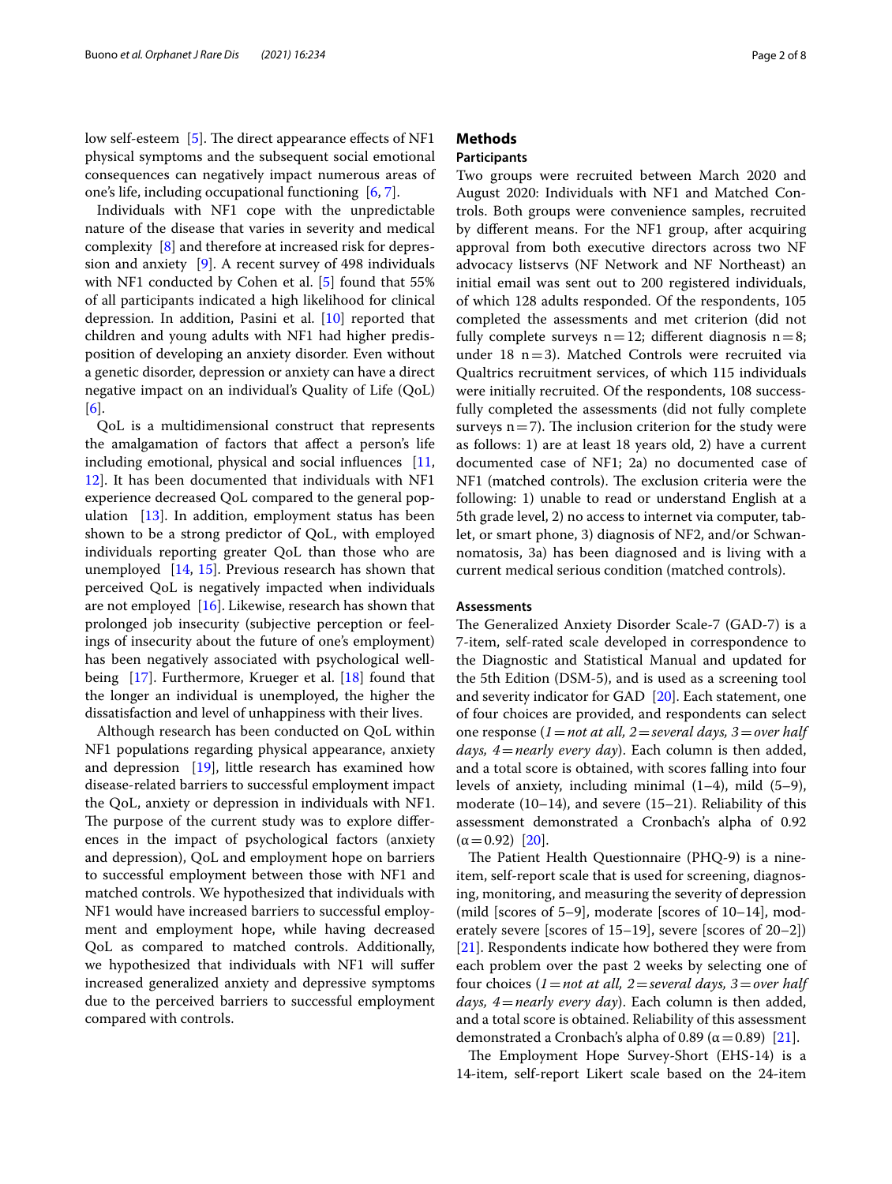low self-esteem [5]. The direct appearance effects of NF1 physical symptoms and the subsequent social emotional consequences can negatively impact numerous areas of one's life, including occupational functioning [6, 7].

Individuals with NF1 cope with the unpredictable nature of the disease that varies in severity and medical complexity [8] and therefore at increased risk for depression and anxiety [9]. A recent survey of 498 individuals with NF1 conducted by Cohen et al. [5] found that 55% of all participants indicated a high likelihood for clinical depression. In addition, Pasini et al. [10] reported that children and young adults with NF1 had higher predisposition of developing an anxiety disorder. Even without a genetic disorder, depression or anxiety can have a direct negative impact on an individual's Quality of Life (QoL) [6].

QoL is a multidimensional construct that represents the amalgamation of factors that affect a person's life including emotional, physical and social influences [11, 12]. It has been documented that individuals with NF1 experience decreased QoL compared to the general population [13]. In addition, employment status has been shown to be a strong predictor of QoL, with employed individuals reporting greater QoL than those who are unemployed [14, 15]. Previous research has shown that perceived QoL is negatively impacted when individuals are not employed [16]. Likewise, research has shown that prolonged job insecurity (subjective perception or feelings of insecurity about the future of one's employment) has been negatively associated with psychological well-being [17]. Furthermore, Krueger et al. [18] found that the longer an individual is unemployed, the higher the dissatisfaction and level of unhappiness with their lives.

Although research has been conducted on QoL within NF1 populations regarding physical appearance, anxiety and depression [19], little research has examined how disease-related barriers to successful employment impact the QoL, anxiety or depression in individuals with NF1. The purpose of the current study was to explore differences in the impact of psychological factors (anxiety and depression), QoL and employment hope on barriers to successful employment between those with NF1 and matched controls. We hypothesized that individuals with NF1 would have increased barriers to successful employment and employment hope, while having decreased QoL as compared to matched controls. Additionally, we hypothesized that individuals with NF1 will suffer increased generalized anxiety and depressive symptoms due to the perceived barriers to successful employment compared with controls.

## Methods

### Participants

Two groups were recruited between March 2020 and August 2020: Individuals with NF1 and Matched Controls. Both groups were convenience samples, recruited by different means. For the NF1 group, after acquiring approval from both executive directors across two NF advocacy listservs (NF Network and NF Northeast) an initial email was sent out to 200 registered individuals, of which 128 adults responded. Of the respondents, 105 completed the assessments and met criterion (did not fully complete surveys n = 12; different diagnosis n = 8; under 18 n = 3). Matched Controls were recruited via Qualtrics recruitment services, of which 115 individuals were initially recruited. Of the respondents, 108 successfully completed the assessments (did not fully complete surveys n = 7). The inclusion criterion for the study were as follows: 1) are at least 18 years old, 2) have a current documented case of NF1; 2a) no documented case of NF1 (matched controls). The exclusion criteria were the following: 1) unable to read or understand English at a 5th grade level, 2) no access to internet via computer, tablet, or smart phone, 3) diagnosis of NF2, and/or Schwannomatosis, 3a) has been diagnosed and is living with a current medical serious condition (matched controls).

### Assessments

The Generalized Anxiety Disorder Scale-7 (GAD-7) is a 7-item, self-rated scale developed in correspondence to the Diagnostic and Statistical Manual and updated for the 5th Edition (DSM-5), and is used as a screening tool and severity indicator for GAD [20]. Each statement, one of four choices are provided, and respondents can select one response (*1 = not at all, 2 = several days, 3 = over half days, 4 = nearly every day*). Each column is then added, and a total score is obtained, with scores falling into four levels of anxiety, including minimal (1–4), mild (5–9), moderate (10–14), and severe (15–21). Reliability of this assessment demonstrated a Cronbach's alpha of 0.92 ($\alpha = 0.92$) [20].

The Patient Health Questionnaire (PHQ-9) is a nine-item, self-report scale that is used for screening, diagnosing, monitoring, and measuring the severity of depression (mild [scores of 5–9], moderate [scores of 10–14], moderately severe [scores of 15–19], severe [scores of 20–2]) [21]. Respondents indicate how bothered they were from each problem over the past 2 weeks by selecting one of four choices (*1 = not at all, 2 = several days, 3 = over half days, 4 = nearly every day*). Each column is then added, and a total score is obtained. Reliability of this assessment demonstrated a Cronbach's alpha of 0.89 ($\alpha = 0.89$) [21].

The Employment Hope Survey-Short (EHS-14) is a 14-item, self-report Likert scale based on the 24-item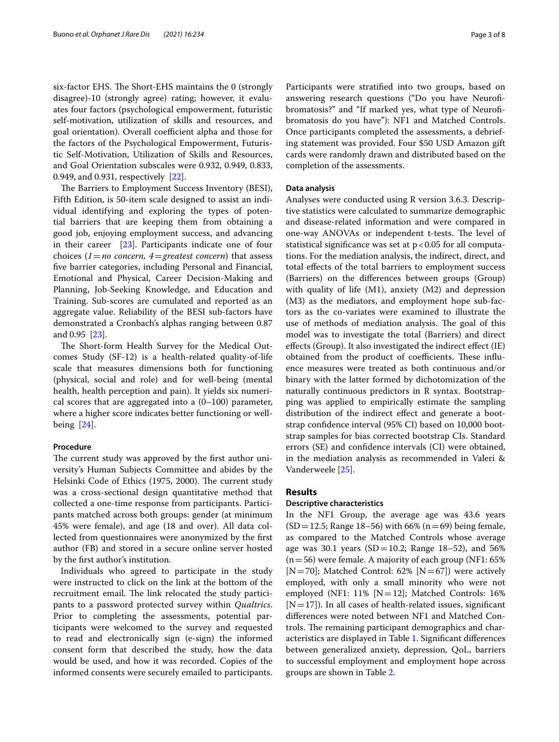six-factor EHS. The Short-EHS maintains the 0 (strongly disagree)-10 (strongly agree) rating; however, it evaluates four factors (psychological empowerment, futuristic self-motivation, utilization of skills and resources, and goal orientation). Overall coefficient alpha and those for the factors of the Psychological Empowerment, Futuristic Self-Motivation, Utilization of Skills and Resources, and Goal Orientation subscales were 0.932, 0.949, 0.833, 0.949, and 0.931, respectively [22].

The Barriers to Employment Success Inventory (BESI), Fifth Edition, is 50-item scale designed to assist an individual identifying and exploring the types of potential barriers that are keeping them from obtaining a good job, enjoying employment success, and advancing in their career [23]. Participants indicate one of four choices (*1 = no concern, 4 = greatest concern*) that assess five barrier categories, including Personal and Financial, Emotional and Physical, Career Decision-Making and Planning, Job-Seeking Knowledge, and Education and Training. Sub-scores are cumulated and reported as an aggregate value. Reliability of the BESI sub-factors have demonstrated a Cronbach's alphas ranging between 0.87 and 0.95 [23].

The Short-form Health Survey for the Medical Outcomes Study (SF-12) is a health-related quality-of-life scale that measures dimensions both for functioning (physical, social and role) and for well-being (mental health, health perception and pain). It yields six numerical scores that are aggregated into a (0–100) parameter, where a higher score indicates better functioning or well-being [24].

### Procedure

The current study was approved by the first author university's Human Subjects Committee and abides by the Helsinki Code of Ethics (1975, 2000). The current study was a cross-sectional design quantitative method that collected a one-time response from participants. Participants matched across both groups: gender (at minimum 45% were female), and age (18 and over). All data collected from questionnaires were anonymized by the first author (FB) and stored in a secure online server hosted by the first author's institution.

Individuals who agreed to participate in the study were instructed to click on the link at the bottom of the recruitment email. The link relocated the study participants to a password protected survey within *Qualtrics*. Prior to completing the assessments, potential participants were welcomed to the survey and requested to read and electronically sign (e-sign) the informed consent form that described the study, how the data would be used, and how it was recorded. Copies of the informed consents were securely emailed to participants. Participants were stratified into two groups, based on answering research questions ("Do you have Neurofibromatosis?" and "If marked yes, what type of Neurofibromatosis do you have"): NF1 and Matched Controls. Once participants completed the assessments, a debriefing statement was provided. Four $50 USD Amazon gift cards were randomly drawn and distributed based on the completion of the assessments.

### Data analysis

Analyses were conducted using R version 3.6.3. Descriptive statistics were calculated to summarize demographic and disease-related information and were compared in one-way ANOVAs or independent t-tests. The level of statistical significance was set at $p < 0.05$ for all computations. For the mediation analysis, the indirect, direct, and total effects of the total barriers to employment success (Barriers) on the differences between groups (Group) with quality of life (M1), anxiety (M2) and depression (M3) as the mediators, and employment hope sub-factors as the co-variates were examined to illustrate the use of methods of mediation analysis. The goal of this model was to investigate the total (Barriers) and direct effects (Group). It also investigated the indirect effect (IE) obtained from the product of coefficients. These influence measures were treated as both continuous and/or binary with the latter formed by dichotomization of the naturally continuous predictors in R syntax. Bootstrapping was applied to empirically estimate the sampling distribution of the indirect effect and generate a bootstrap confidence interval (95% CI) based on 10,000 bootstrap samples for bias corrected bootstrap CIs. Standard errors (SE) and confidence intervals (CI) were obtained, in the mediation analysis as recommended in Valeri & Vanderweele [25].

## Results

### Descriptive characteristics

In the NF1 Group, the average age was 43.6 years (SD = 12.5; Range 18–56) with 66% (n = 69) being female, as compared to the Matched Controls whose average age was 30.1 years (SD = 10.2; Range 18–52), and 56% (n = 56) were female. A majority of each group (NF1: 65% [N = 70]; Matched Control: 62% [N = 67]) were actively employed, with only a small minority who were not employed (NF1: 11% [N = 12]; Matched Controls: 16% [N = 17]). In all cases of health-related issues, significant differences were noted between NF1 and Matched Controls. The remaining participant demographics and characteristics are displayed in Table 1. Significant differences between generalized anxiety, depression, QoL, barriers to successful employment and employment hope across groups are shown in Table 2.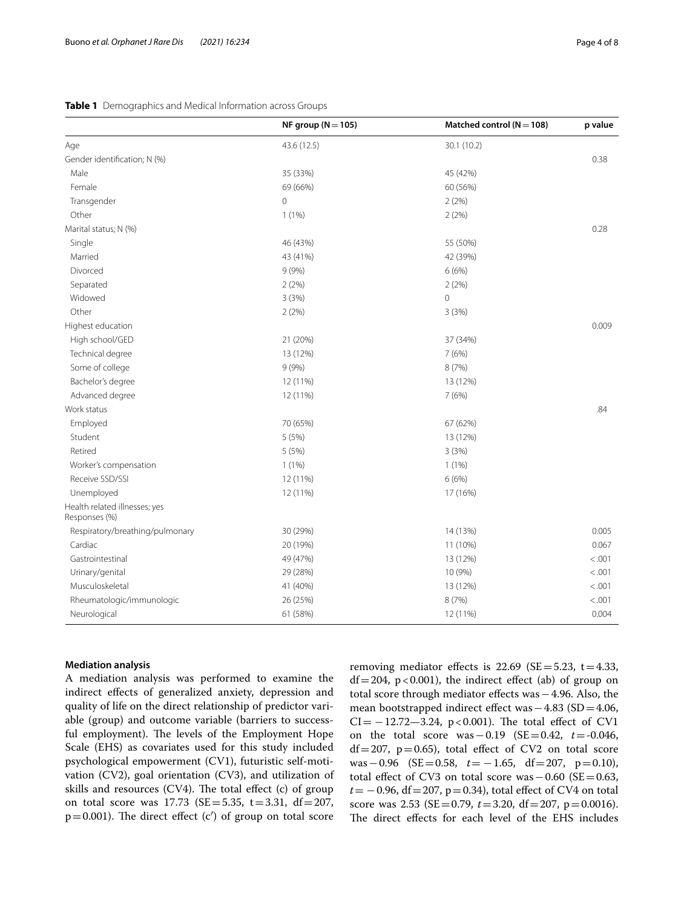**Table 1** Demographics and Medical Information across Groups

| | NF group (N = 105) | Matched control (N = 108) | p value |
|---|---|---|---|
| Age | 43.6 (12.5) | 30.1 (10.2) | |
| Gender identification; N (%) | | | 0.38 |
| Male | 35 (33%) | 45 (42%) | |
| Female | 69 (66%) | 60 (56%) | |
| Transgender | 0 | 2 (2%) | |
| Other | 1 (1%) | 2 (2%) | |
| Marital status; N (%) | | | 0.28 |
| Single | 46 (43%) | 55 (50%) | |
| Married | 43 (41%) | 42 (39%) | |
| Divorced | 9 (9%) | 6 (6%) | |
| Separated | 2 (2%) | 2 (2%) | |
| Widowed | 3 (3%) | 0 | |
| Other | 2 (2%) | 3 (3%) | |
| Highest education | | | 0.009 |
| High school/GED | 21 (20%) | 37 (34%) | |
| Technical degree | 13 (12%) | 7 (6%) | |
| Some of college | 9 (9%) | 8 (7%) | |
| Bachelor's degree | 12 (11%) | 13 (12%) | |
| Advanced degree | 12 (11%) | 7 (6%) | |
| Work status | | | .84 |
| Employed | 70 (65%) | 67 (62%) | |
| Student | 5 (5%) | 13 (12%) | |
| Retired | 5 (5%) | 3 (3%) | |
| Worker's compensation | 1 (1%) | 1 (1%) | |
| Receive SSD/SSI | 12 (11%) | 6 (6%) | |
| Unemployed | 12 (11%) | 17 (16%) | |
| Health related illnesses; yes Responses (%) | | | |
| Respiratory/breathing/pulmonary | 30 (29%) | 14 (13%) | 0.005 |
| Cardiac | 20 (19%) | 11 (10%) | 0.067 |
| Gastrointestinal | 49 (47%) | 13 (12%) | <.001 |
| Urinary/genital | 29 (28%) | 10 (9%) | <.001 |
| Musculoskeletal | 41 (40%) | 13 (12%) | <.001 |
| Rheumatologic/immunologic | 26 (25%) | 8 (7%) | <.001 |
| Neurological | 61 (58%) | 12 (11%) | 0.004 |

**Mediation analysis**

A mediation analysis was performed to examine the indirect effects of generalized anxiety, depression and quality of life on the direct relationship of predictor variable (group) and outcome variable (barriers to successful employment). The levels of the Employment Hope Scale (EHS) as covariates used for this study included psychological empowerment (CV1), futuristic self-motivation (CV2), goal orientation (CV3), and utilization of skills and resources (CV4). The total effect (c) of group on total score was 17.73 (SE = 5.35, t = 3.31, df = 207, p = 0.001). The direct effect (c′) of group on total score removing mediator effects is 22.69 (SE = 5.23, t = 4.33, df = 204, p < 0.001), the indirect effect (ab) of group on total score through mediator effects was − 4.96. Also, the mean bootstrapped indirect effect was − 4.83 (SD = 4.06, CI = − 12.72—3.24, p < 0.001). The total effect of CV1 on the total score was − 0.19 (SE = 0.42, *t* = -0.046, df = 207, p = 0.65), total effect of CV2 on total score was − 0.96 (SE = 0.58, *t* = − 1.65, df = 207, p = 0.10), total effect of CV3 on total score was − 0.60 (SE = 0.63, *t* = − 0.96, df = 207, p = 0.34), total effect of CV4 on total score was 2.53 (SE = 0.79, *t* = 3.20, df = 207, p = 0.0016). The direct effects for each level of the EHS includes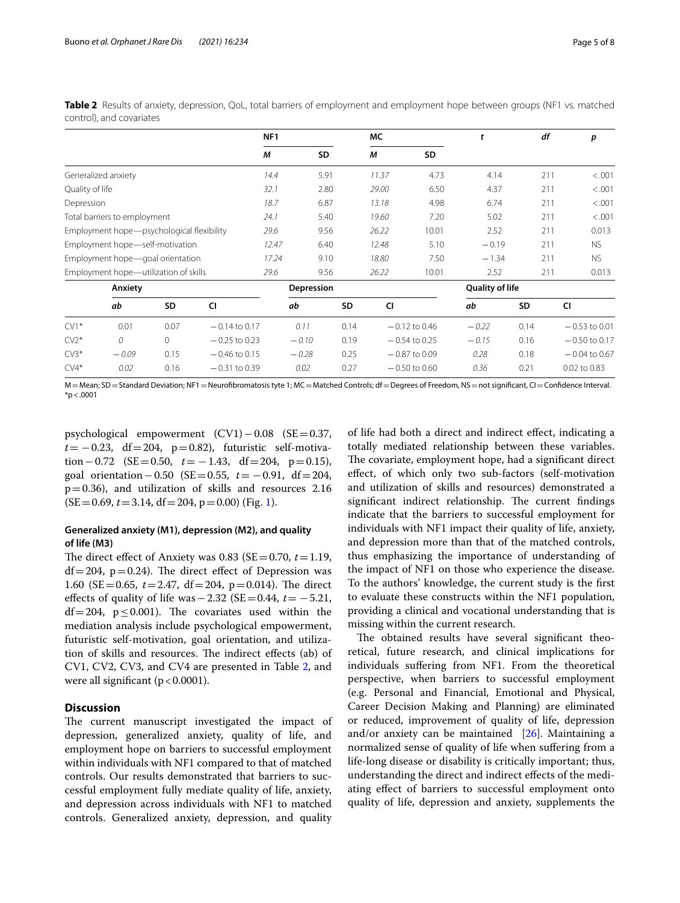**Table 2** Results of anxiety, depression, QoL, total barriers of employment and employment hope between groups (NF1 vs. matched control), and covariates

| | NF1 | | MC | | *t* | *df* | *p* |
|---|---|---|---|---|---|---|---|
| | *M* | SD | *M* | SD | | | |
| Generalized anxiety | 14.4 | 5.91 | 11.37 | 4.73 | 4.14 | 211 | <.001 |
| Quality of life | 32.1 | 2.80 | 29.00 | 6.50 | 4.37 | 211 | <.001 |
| Depression | 18.7 | 6.87 | 13.18 | 4.98 | 6.74 | 211 | <.001 |
| Total barriers to employment | 24.1 | 5.40 | 19.60 | 7.20 | 5.02 | 211 | <.001 |
| Employment hope—psychological flexibility | 29.6 | 9.56 | 26.22 | 10.01 | 2.52 | 211 | 0.013 |
| Employment hope—self-motivation | 12.47 | 6.40 | 12.48 | 5.10 | −0.19 | 211 | NS |
| Employment hope—goal orientation | 17.24 | 9.10 | 18.80 | 7.50 | −1.34 | 211 | NS |
| Employment hope—utilization of skills | 29.6 | 9.56 | 26.22 | 10.01 | 2.52 | 211 | 0.013 |

| | Anxiety | | | Depression | | | Quality of life | | |
|---|---|---|---|---|---|---|---|---|---|
| | *ab* | SD | CI | *ab* | SD | CI | *ab* | SD | CI |
| CV1* | 0.01 | 0.07 | −0.14 to 0.17 | 0.11 | 0.14 | −0.12 to 0.46 | −0.22 | 0.14 | −0.53 to 0.01 |
| CV2* | 0 | 0 | −0.25 to 0.23 | −0.10 | 0.19 | −0.54 to 0.25 | −0.15 | 0.16 | −0.50 to 0.17 |
| CV3* | −0.09 | 0.15 | −0.46 to 0.15 | −0.28 | 0.25 | −0.87 to 0.09 | 0.28 | 0.18 | −0.04 to 0.67 |
| CV4* | 0.02 | 0.16 | −0.31 to 0.39 | 0.02 | 0.27 | −0.50 to 0.60 | 0.36 | 0.21 | 0.02 to 0.83 |

M = Mean; SD = Standard Deviation; NF1 = Neurofibromatosis tyte 1; MC = Matched Controls; df = Degrees of Freedom, NS = not significant, CI = Confidence Interval.
*p < .0001

psychological empowerment (CV1) − 0.08 (SE = 0.37, $t = -0.23$, df = 204, p = 0.82), futuristic self-motivation − 0.72 (SE = 0.50, $t = -1.43$, df = 204, p = 0.15), goal orientation − 0.50 (SE = 0.55, $t = -0.91$, df = 204, p = 0.36), and utilization of skills and resources 2.16 (SE = 0.69, $t = 3.14$, df = 204, p = 0.00) (Fig. 1).

### Generalized anxiety (M1), depression (M2), and quality of life (M3)

The direct effect of Anxiety was 0.83 (SE = 0.70, $t = 1.19$, df = 204, p = 0.24). The direct effect of Depression was 1.60 (SE = 0.65, $t = 2.47$, df = 204, p = 0.014). The direct effects of quality of life was − 2.32 (SE = 0.44, $t = -5.21$, df = 204, $p \leq 0.001$). The covariates used within the mediation analysis include psychological empowerment, futuristic self-motivation, goal orientation, and utilization of skills and resources. The indirect effects (ab) of CV1, CV2, CV3, and CV4 are presented in Table 2, and were all significant ($p < 0.0001$).

## Discussion

The current manuscript investigated the impact of depression, generalized anxiety, quality of life, and employment hope on barriers to successful employment within individuals with NF1 compared to that of matched controls. Our results demonstrated that barriers to successful employment fully mediate quality of life, anxiety, and depression across individuals with NF1 to matched controls. Generalized anxiety, depression, and quality of life had both a direct and indirect effect, indicating a totally mediated relationship between these variables. The covariate, employment hope, had a significant direct effect, of which only two sub-factors (self-motivation and utilization of skills and resources) demonstrated a significant indirect relationship. The current findings indicate that the barriers to successful employment for individuals with NF1 impact their quality of life, anxiety, and depression more than that of the matched controls, thus emphasizing the importance of understanding of the impact of NF1 on those who experience the disease. To the authors' knowledge, the current study is the first to evaluate these constructs within the NF1 population, providing a clinical and vocational understanding that is missing within the current research.

The obtained results have several significant theoretical, future research, and clinical implications for individuals suffering from NF1. From the theoretical perspective, when barriers to successful employment (e.g. Personal and Financial, Emotional and Physical, Career Decision Making and Planning) are eliminated or reduced, improvement of quality of life, depression and/or anxiety can be maintained [26]. Maintaining a normalized sense of quality of life when suffering from a life-long disease or disability is critically important; thus, understanding the direct and indirect effects of the mediating effect of barriers to successful employment onto quality of life, depression and anxiety, supplements the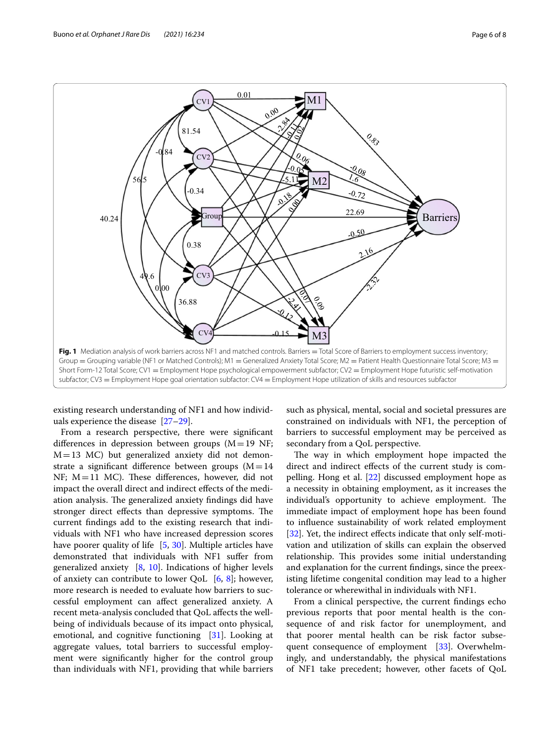**Fig. 1** Mediation analysis of work barriers across NF1 and matched controls. Barriers = Total Score of Barriers to employment success inventory; Group = Grouping variable (NF1 or Matched Controls); M1 = Generalized Anxiety Total Score; M2 = Patient Health Questionnaire Total Score; M3 = Short Form-12 Total Score; CV1 = Employment Hope psychological empowerment subfactor; CV2 = Employment Hope futuristic self-motivation subfactor; CV3 = Employment Hope goal orientation subfactor: CV4 = Employment Hope utilization of skills and resources subfactor

existing research understanding of NF1 and how individuals experience the disease [27–29].

From a research perspective, there were significant differences in depression between groups (M = 19 NF; M = 13 MC) but generalized anxiety did not demonstrate a significant difference between groups (M = 14 NF; M = 11 MC). These differences, however, did not impact the overall direct and indirect effects of the mediation analysis. The generalized anxiety findings did have stronger direct effects than depressive symptoms. The current findings add to the existing research that individuals with NF1 who have increased depression scores have poorer quality of life [5, 30]. Multiple articles have demonstrated that individuals with NF1 suffer from generalized anxiety [8, 10]. Indications of higher levels of anxiety can contribute to lower QoL [6, 8]; however, more research is needed to evaluate how barriers to successful employment can affect generalized anxiety. A recent meta-analysis concluded that QoL affects the well-being of individuals because of its impact onto physical, emotional, and cognitive functioning [31]. Looking at aggregate values, total barriers to successful employment were significantly higher for the control group than individuals with NF1, providing that while barriers such as physical, mental, social and societal pressures are constrained on individuals with NF1, the perception of barriers to successful employment may be perceived as secondary from a QoL perspective.

The way in which employment hope impacted the direct and indirect effects of the current study is compelling. Hong et al. [22] discussed employment hope as a necessity in obtaining employment, as it increases the individual's opportunity to achieve employment. The immediate impact of employment hope has been found to influence sustainability of work related employment [32]. Yet, the indirect effects indicate that only self-motivation and utilization of skills can explain the observed relationship. This provides some initial understanding and explanation for the current findings, since the preexisting lifetime congenital condition may lead to a higher tolerance or wherewithal in individuals with NF1.

From a clinical perspective, the current findings echo previous reports that poor mental health is the consequence of and risk factor for unemployment, and that poorer mental health can be risk factor subsequent consequence of employment [33]. Overwhelmingly, and understandably, the physical manifestations of NF1 take precedent; however, other facets of QoL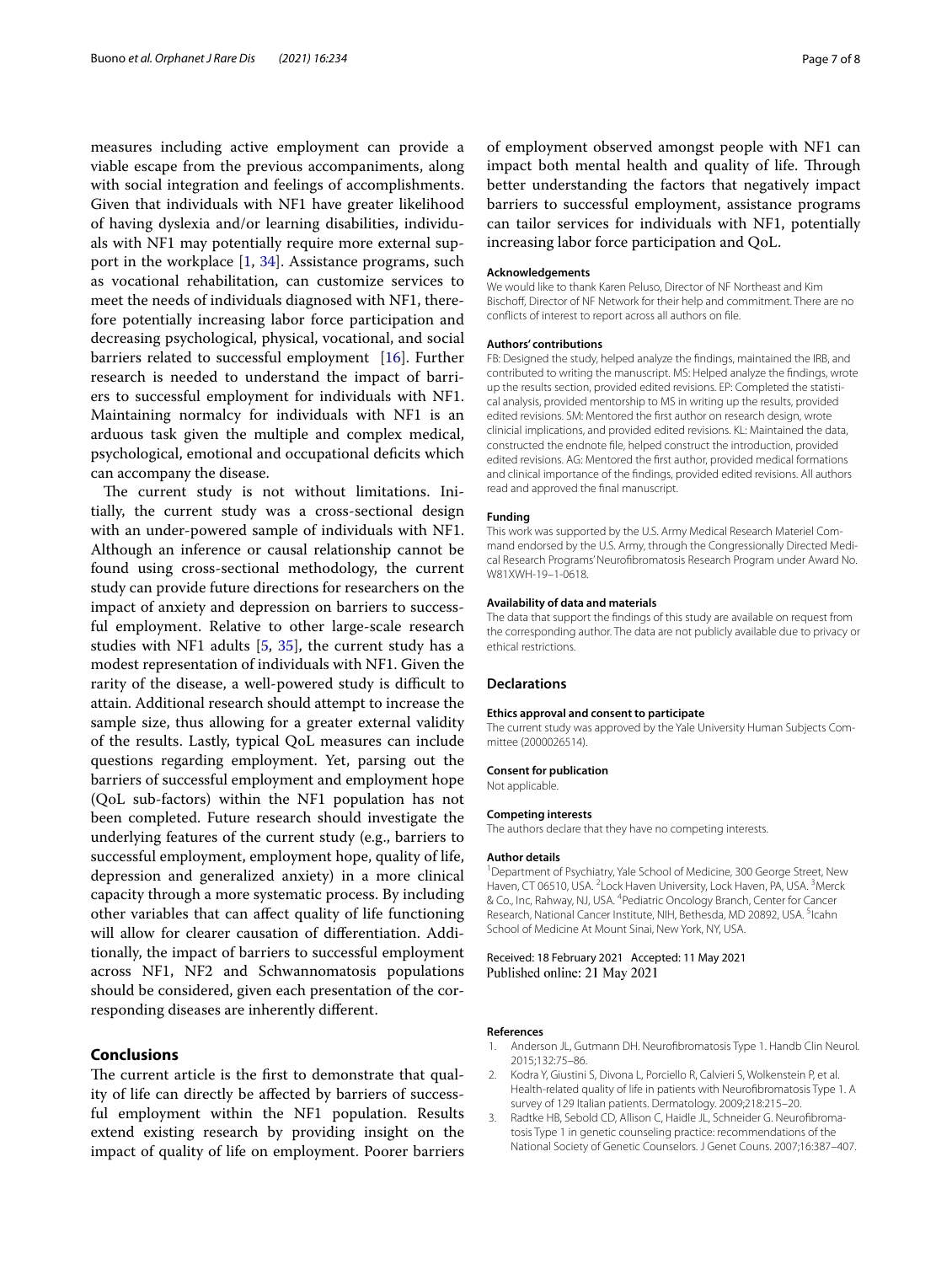measures including active employment can provide a viable escape from the previous accompaniments, along with social integration and feelings of accomplishments. Given that individuals with NF1 have greater likelihood of having dyslexia and/or learning disabilities, individuals with NF1 may potentially require more external support in the workplace [1, 34]. Assistance programs, such as vocational rehabilitation, can customize services to meet the needs of individuals diagnosed with NF1, therefore potentially increasing labor force participation and decreasing psychological, physical, vocational, and social barriers related to successful employment [16]. Further research is needed to understand the impact of barriers to successful employment for individuals with NF1. Maintaining normalcy for individuals with NF1 is an arduous task given the multiple and complex medical, psychological, emotional and occupational deficits which can accompany the disease.

The current study is not without limitations. Initially, the current study was a cross-sectional design with an under-powered sample of individuals with NF1. Although an inference or causal relationship cannot be found using cross-sectional methodology, the current study can provide future directions for researchers on the impact of anxiety and depression on barriers to successful employment. Relative to other large-scale research studies with NF1 adults [5, 35], the current study has a modest representation of individuals with NF1. Given the rarity of the disease, a well-powered study is difficult to attain. Additional research should attempt to increase the sample size, thus allowing for a greater external validity of the results. Lastly, typical QoL measures can include questions regarding employment. Yet, parsing out the barriers of successful employment and employment hope (QoL sub-factors) within the NF1 population has not been completed. Future research should investigate the underlying features of the current study (e.g., barriers to successful employment, employment hope, quality of life, depression and generalized anxiety) in a more clinical capacity through a more systematic process. By including other variables that can affect quality of life functioning will allow for clearer causation of differentiation. Additionally, the impact of barriers to successful employment across NF1, NF2 and Schwannomatosis populations should be considered, given each presentation of the corresponding diseases are inherently different.

## Conclusions

The current article is the first to demonstrate that quality of life can directly be affected by barriers of successful employment within the NF1 population. Results extend existing research by providing insight on the impact of quality of life on employment. Poorer barriers of employment observed amongst people with NF1 can impact both mental health and quality of life. Through better understanding the factors that negatively impact barriers to successful employment, assistance programs can tailor services for individuals with NF1, potentially increasing labor force participation and QoL.

#### Acknowledgements

We would like to thank Karen Peluso, Director of NF Northeast and Kim Bischoff, Director of NF Network for their help and commitment. There are no conflicts of interest to report across all authors on file.

#### Authors' contributions

FB: Designed the study, helped analyze the findings, maintained the IRB, and contributed to writing the manuscript. MS: Helped analyze the findings, wrote up the results section, provided edited revisions. EP: Completed the statistical analysis, provided mentorship to MS in writing up the results, provided edited revisions. SM: Mentored the first author on research design, wrote clinicial implications, and provided edited revisions. KL: Maintained the data, constructed the endnote file, helped construct the introduction, provided edited revisions. AG: Mentored the first author, provided medical formations and clinical importance of the findings, provided edited revisions. All authors read and approved the final manuscript.

#### Funding

This work was supported by the U.S. Army Medical Research Materiel Command endorsed by the U.S. Army, through the Congressionally Directed Medical Research Programs' Neurofibromatosis Research Program under Award No. W81XWH-19–1-0618.

#### Availability of data and materials

The data that support the findings of this study are available on request from the corresponding author. The data are not publicly available due to privacy or ethical restrictions.

### Declarations

#### Ethics approval and consent to participate

The current study was approved by the Yale University Human Subjects Committee (2000026514).

#### Consent for publication

Not applicable.

#### Competing interests

The authors declare that they have no competing interests.

#### Author details

[1]Department of Psychiatry, Yale School of Medicine, 300 George Street, New Haven, CT 06510, USA. [2]Lock Haven University, Lock Haven, PA, USA. [3]Merck & Co., Inc, Rahway, NJ, USA. [4]Pediatric Oncology Branch, Center for Cancer Research, National Cancer Institute, NIH, Bethesda, MD 20892, USA. [5]Icahn School of Medicine At Mount Sinai, New York, NY, USA.

Received: 18 February 2021 Accepted: 11 May 2021
Published online: 21 May 2021

#### References

1. Anderson JL, Gutmann DH. Neurofibromatosis Type 1. Handb Clin Neurol. 2015;132:75–86.
2. Kodra Y, Giustini S, Divona L, Porciello R, Calvieri S, Wolkenstein P, et al. Health-related quality of life in patients with Neurofibromatosis Type 1. A survey of 129 Italian patients. Dermatology. 2009;218:215–20.
3. Radtke HB, Sebold CD, Allison C, Haidle JL, Schneider G. Neurofibromatosis Type 1 in genetic counseling practice: recommendations of the National Society of Genetic Counselors. J Genet Couns. 2007;16:387–407.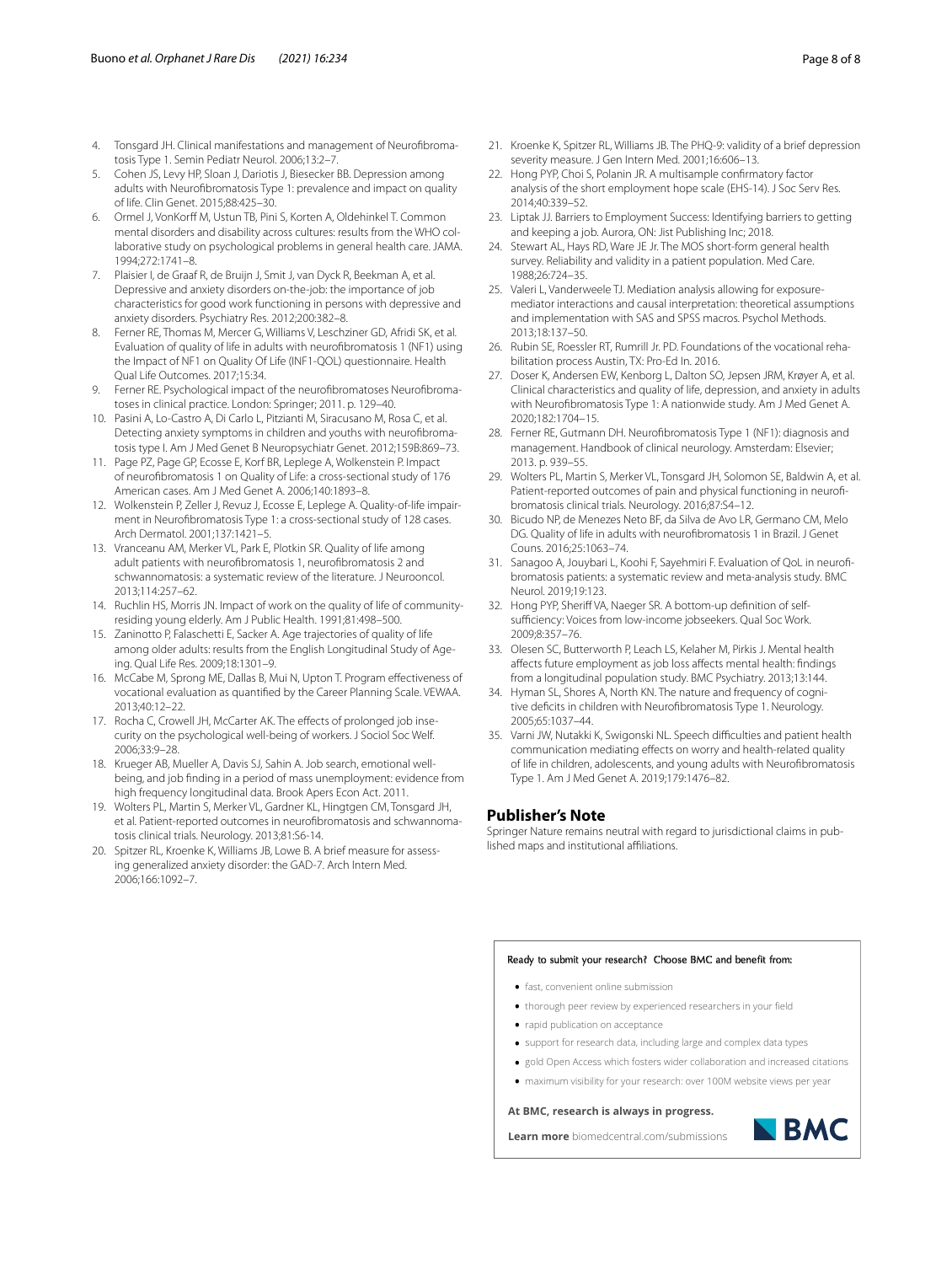4. Tonsgard JH. Clinical manifestations and management of Neurofibromatosis Type 1. Semin Pediatr Neurol. 2006;13:2–7.
5. Cohen JS, Levy HP, Sloan J, Dariotis J, Biesecker BB. Depression among adults with Neurofibromatosis Type 1: prevalence and impact on quality of life. Clin Genet. 2015;88:425–30.
6. Ormel J, VonKorff M, Ustun TB, Pini S, Korten A, Oldehinkel T. Common mental disorders and disability across cultures: results from the WHO collaborative study on psychological problems in general health care. JAMA. 1994;272:1741–8.
7. Plaisier I, de Graaf R, de Bruijn J, Smit J, van Dyck R, Beekman A, et al. Depressive and anxiety disorders on-the-job: the importance of job characteristics for good work functioning in persons with depressive and anxiety disorders. Psychiatry Res. 2012;200:382–8.
8. Ferner RE, Thomas M, Mercer G, Williams V, Leschziner GD, Afridi SK, et al. Evaluation of quality of life in adults with neurofibromatosis 1 (NF1) using the Impact of NF1 on Quality Of Life (INF1-QOL) questionnaire. Health Qual Life Outcomes. 2017;15:34.
9. Ferner RE. Psychological impact of the neurofibromatoses Neurofibromatoses in clinical practice. London: Springer; 2011. p. 129–40.
10. Pasini A, Lo-Castro A, Di Carlo L, Pitzianti M, Siracusano M, Rosa C, et al. Detecting anxiety symptoms in children and youths with neurofibromatosis type I. Am J Med Genet B Neuropsychiatr Genet. 2012;159B:869–73.
11. Page PZ, Page GP, Ecosse E, Korf BR, Leplege A, Wolkenstein P. Impact of neurofibromatosis 1 on Quality of Life: a cross-sectional study of 176 American cases. Am J Med Genet A. 2006;140:1893–8.
12. Wolkenstein P, Zeller J, Revuz J, Ecosse E, Leplege A. Quality-of-life impairment in Neurofibromatosis Type 1: a cross-sectional study of 128 cases. Arch Dermatol. 2001;137:1421–5.
13. Vranceanu AM, Merker VL, Park E, Plotkin SR. Quality of life among adult patients with neurofibromatosis 1, neurofibromatosis 2 and schwannomatosis: a systematic review of the literature. J Neurooncol. 2013;114:257–62.
14. Ruchlin HS, Morris JN. Impact of work on the quality of life of community-residing young elderly. Am J Public Health. 1991;81:498–500.
15. Zaninotto P, Falaschetti E, Sacker A. Age trajectories of quality of life among older adults: results from the English Longitudinal Study of Ageing. Qual Life Res. 2009;18:1301–9.
16. McCabe M, Sprong ME, Dallas B, Mui N, Upton T. Program effectiveness of vocational evaluation as quantified by the Career Planning Scale. VEWAA. 2013;40:12–22.
17. Rocha C, Crowell JH, McCarter AK. The effects of prolonged job insecurity on the psychological well-being of workers. J Sociol Soc Welf. 2006;33:9–28.
18. Krueger AB, Mueller A, Davis SJ, Sahin A. Job search, emotional well-being, and job finding in a period of mass unemployment: evidence from high frequency longitudinal data. Brook Apers Econ Act. 2011.
19. Wolters PL, Martin S, Merker VL, Gardner KL, Hingtgen CM, Tonsgard JH, et al. Patient-reported outcomes in neurofibromatosis and schwannomatosis clinical trials. Neurology. 2013;81:S6-14.
20. Spitzer RL, Kroenke K, Williams JB, Lowe B. A brief measure for assessing generalized anxiety disorder: the GAD-7. Arch Intern Med. 2006;166:1092–7.
21. Kroenke K, Spitzer RL, Williams JB. The PHQ-9: validity of a brief depression severity measure. J Gen Intern Med. 2001;16:606–13.
22. Hong PYP, Choi S, Polanin JR. A multisample confirmatory factor analysis of the short employment hope scale (EHS-14). J Soc Serv Res. 2014;40:339–52.
23. Liptak JJ. Barriers to Employment Success: Identifying barriers to getting and keeping a job. Aurora, ON: Jist Publishing Inc; 2018.
24. Stewart AL, Hays RD, Ware JE Jr. The MOS short-form general health survey. Reliability and validity in a patient population. Med Care. 1988;26:724–35.
25. Valeri L, Vanderweele TJ. Mediation analysis allowing for exposure-mediator interactions and causal interpretation: theoretical assumptions and implementation with SAS and SPSS macros. Psychol Methods. 2013;18:137–50.
26. Rubin SE, Roessler RT, Rumrill Jr. PD. Foundations of the vocational rehabilitation process Austin, TX: Pro-Ed In. 2016.
27. Doser K, Andersen EW, Kenborg L, Dalton SO, Jepsen JRM, Krøyer A, et al. Clinical characteristics and quality of life, depression, and anxiety in adults with Neurofibromatosis Type 1: A nationwide study. Am J Med Genet A. 2020;182:1704–15.
28. Ferner RE, Gutmann DH. Neurofibromatosis Type 1 (NF1): diagnosis and management. Handbook of clinical neurology. Amsterdam: Elsevier; 2013. p. 939–55.
29. Wolters PL, Martin S, Merker VL, Tonsgard JH, Solomon SE, Baldwin A, et al. Patient-reported outcomes of pain and physical functioning in neurofibromatosis clinical trials. Neurology. 2016;87:S4–12.
30. Bicudo NP, de Menezes Neto BF, da Silva de Avo LR, Germano CM, Melo DG. Quality of life in adults with neurofibromatosis 1 in Brazil. J Genet Couns. 2016;25:1063–74.
31. Sanagoo A, Jouybari L, Koohi F, Sayehmiri F. Evaluation of QoL in neurofibromatosis patients: a systematic review and meta-analysis study. BMC Neurol. 2019;19:123.
32. Hong PYP, Sheriff VA, Naeger SR. A bottom-up definition of self-sufficiency: Voices from low-income jobseekers. Qual Soc Work. 2009;8:357–76.
33. Olesen SC, Butterworth P, Leach LS, Kelaher M, Pirkis J. Mental health affects future employment as job loss affects mental health: findings from a longitudinal population study. BMC Psychiatry. 2013;13:144.
34. Hyman SL, Shores A, North KN. The nature and frequency of cognitive deficits in children with Neurofibromatosis Type 1. Neurology. 2005;65:1037–44.
35. Varni JW, Nutakki K, Swigonski NL. Speech difficulties and patient health communication mediating effects on worry and health-related quality of life in children, adolescents, and young adults with Neurofibromatosis Type 1. Am J Med Genet A. 2019;179:1476–82.

## Publisher's Note

Springer Nature remains neutral with regard to jurisdictional claims in published maps and institutional affiliations.

Ready to submit your research? Choose BMC and benefit from:

- fast, convenient online submission
- thorough peer review by experienced researchers in your field
- rapid publication on acceptance
- support for research data, including large and complex data types
- gold Open Access which fosters wider collaboration and increased citations
- maximum visibility for your research: over 100M website views per year

**At BMC, research is always in progress.**

**Learn more** biomedcentral.com/submissions

BMC